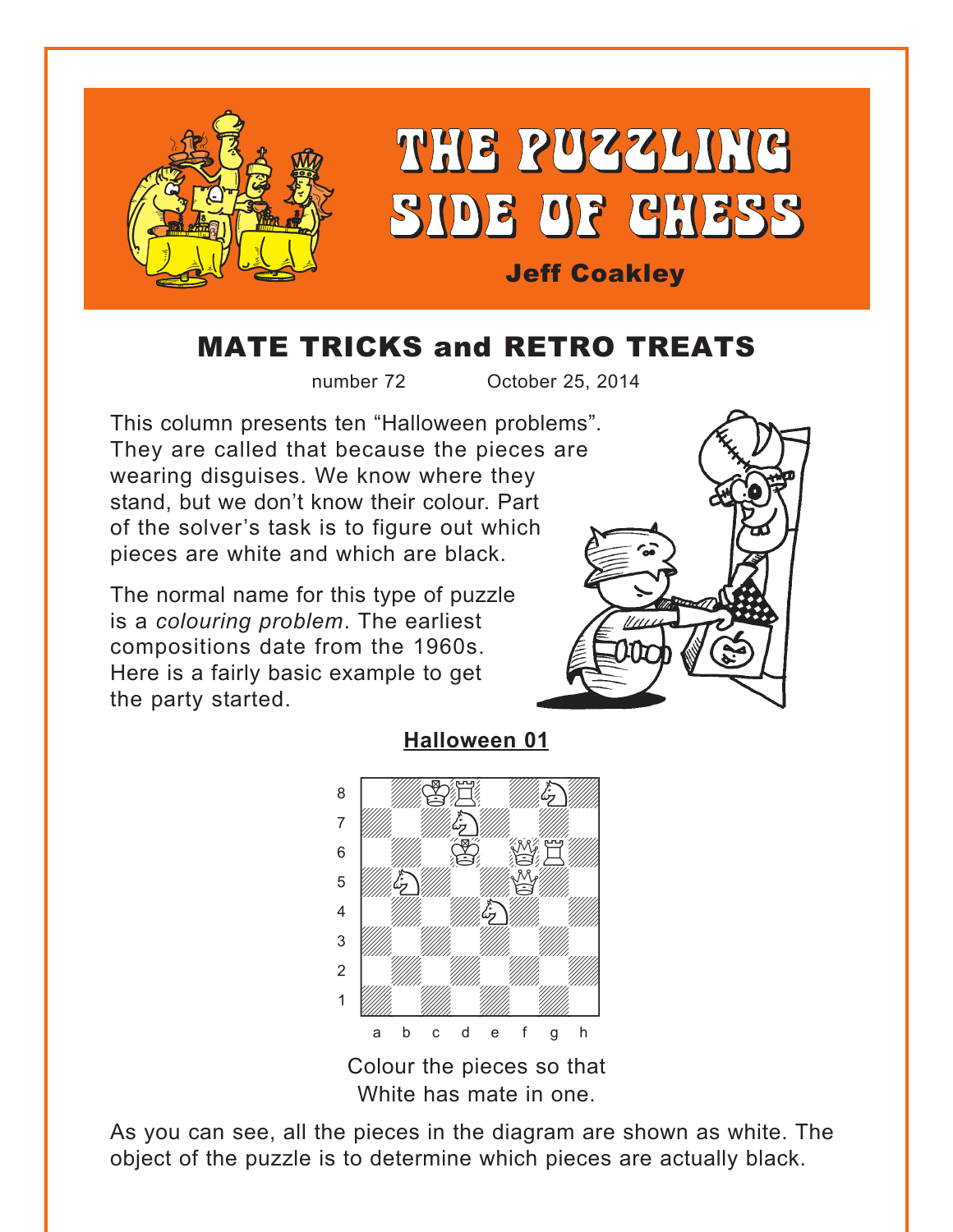# THE PUZZLING SIDE OF CHESS

**Jeff Coakley**

## MATE TRICKS and RETRO TREATS

number 72 October 25, 2014

This column presents ten "Halloween problems". They are called that because the pieces are wearing disguises. We know where they stand, but we don't know their colour. Part of the solver's task is to figure out which pieces are white and which are black.

The normal name for this type of puzzle is a *colouring problem*. The earliest compositions date from the 1960s. Here is a fairly basic example to get the party started.

**Halloween 01**

Colour the pieces so that White has mate in one.

As you can see, all the pieces in the diagram are shown as white. The object of the puzzle is to determine which pieces are actually black.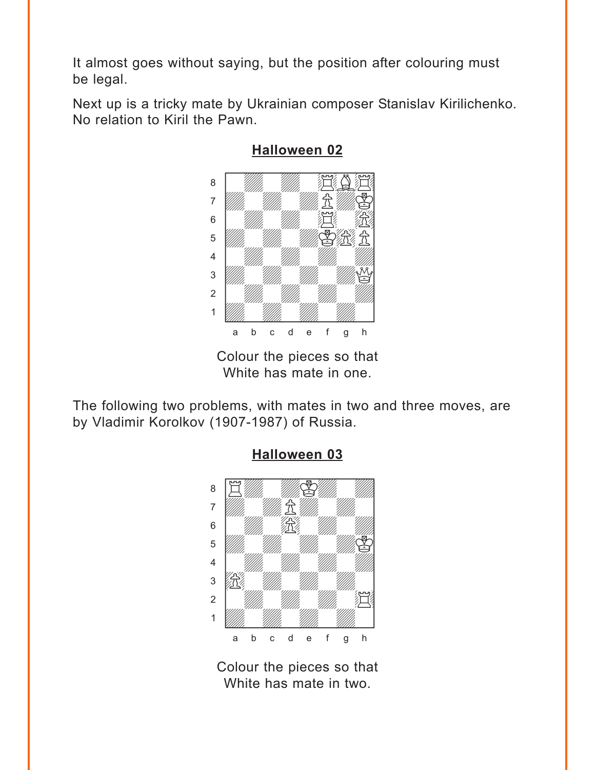It almost goes without saying, but the position after colouring must be legal.

Next up is a tricky mate by Ukrainian composer Stanislav Kirilichenko. No relation to Kiril the Pawn.

## Halloween 02

Colour the pieces so that White has mate in one.

The following two problems, with mates in two and three moves, are by Vladimir Korolkov (1907-1987) of Russia.

## Halloween 03

Colour the pieces so that White has mate in two.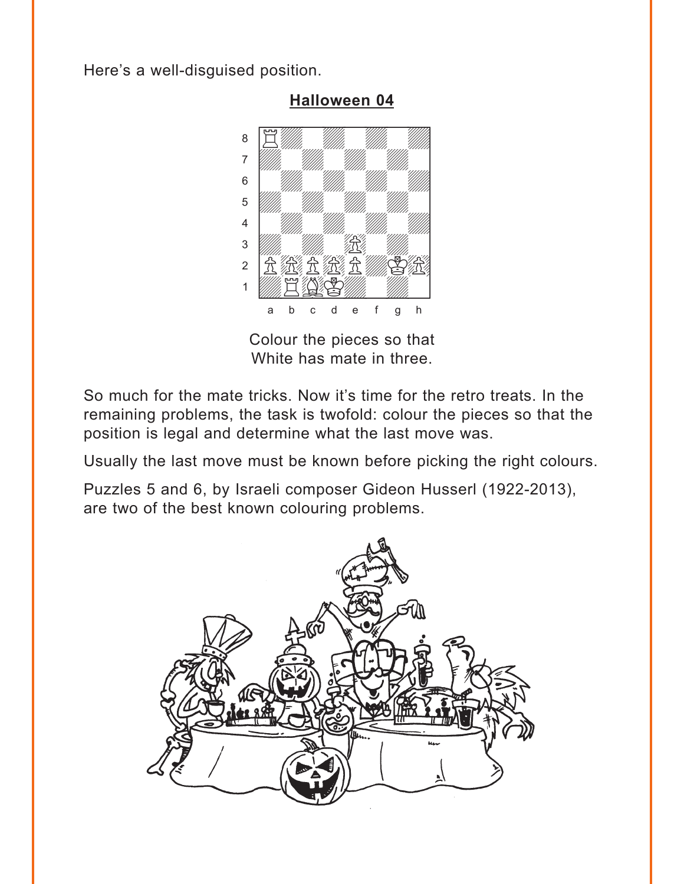Here's a well-disguised position.

**Halloween 04**

Colour the pieces so that
White has mate in three.

So much for the mate tricks. Now it's time for the retro treats. In the remaining problems, the task is twofold: colour the pieces so that the position is legal and determine what the last move was.

Usually the last move must be known before picking the right colours.

Puzzles 5 and 6, by Israeli composer Gideon Husserl (1922-2013), are two of the best known colouring problems.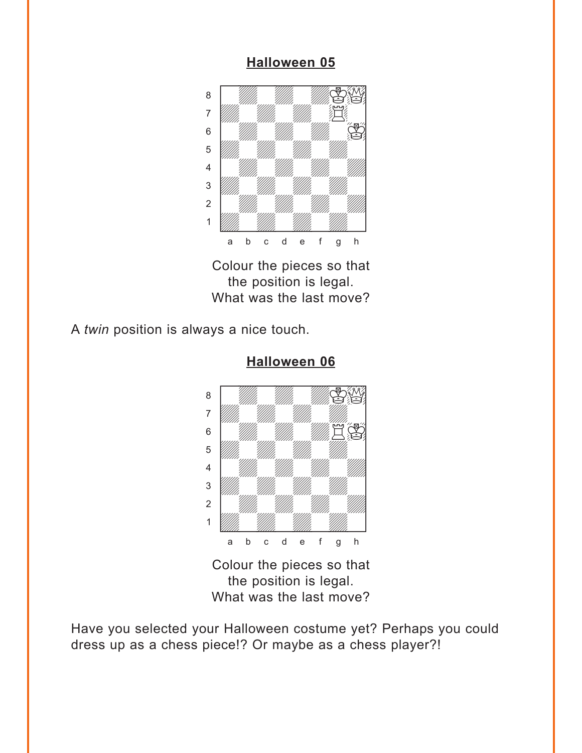**Halloween 05**

Colour the pieces so that
the position is legal.
What was the last move?

A *twin* position is always a nice touch.

**Halloween 06**

Colour the pieces so that
the position is legal.
What was the last move?

Have you selected your Halloween costume yet? Perhaps you could dress up as a chess piece!? Or maybe as a chess player?!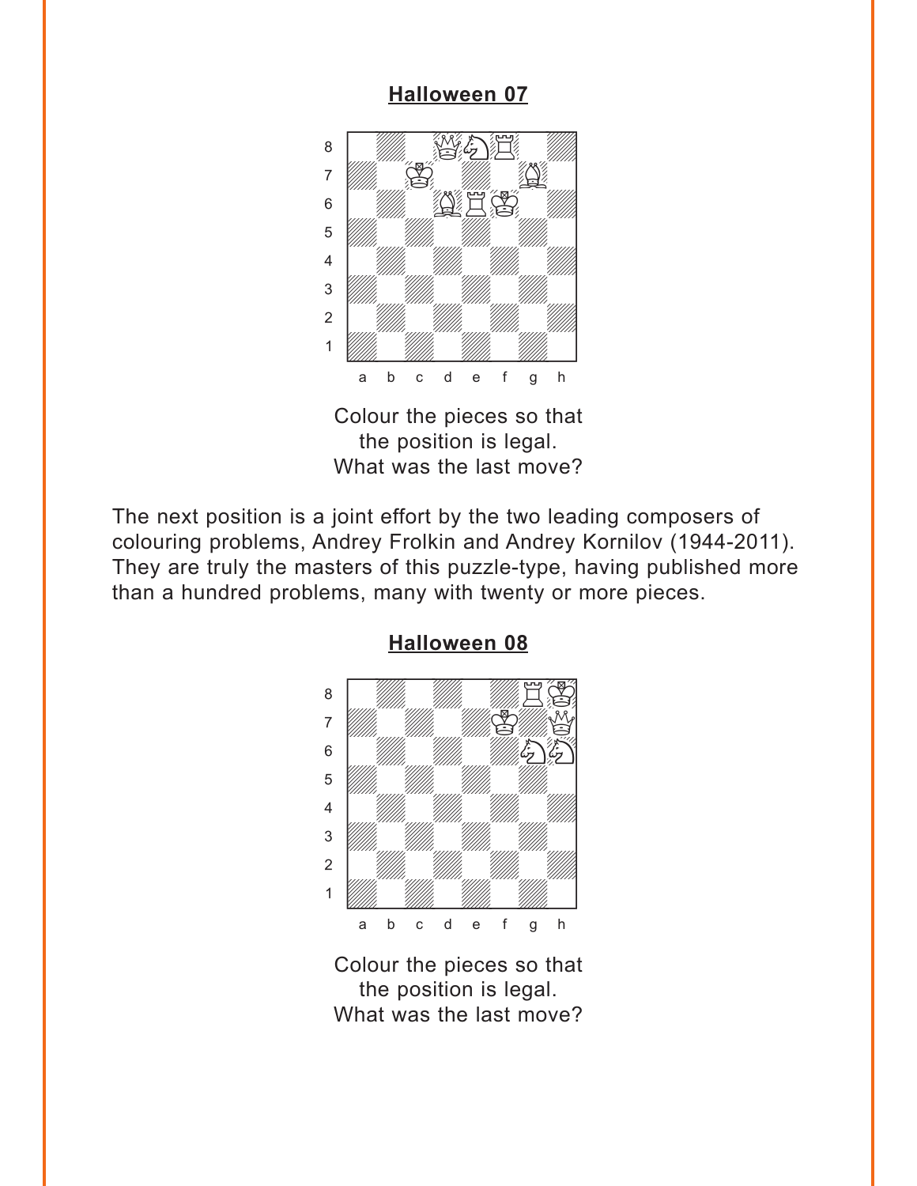**Halloween 07**

Colour the pieces so that
the position is legal.
What was the last move?

The next position is a joint effort by the two leading composers of colouring problems, Andrey Frolkin and Andrey Kornilov (1944-2011). They are truly the masters of this puzzle-type, having published more than a hundred problems, many with twenty or more pieces.

**Halloween 08**

Colour the pieces so that
the position is legal.
What was the last move?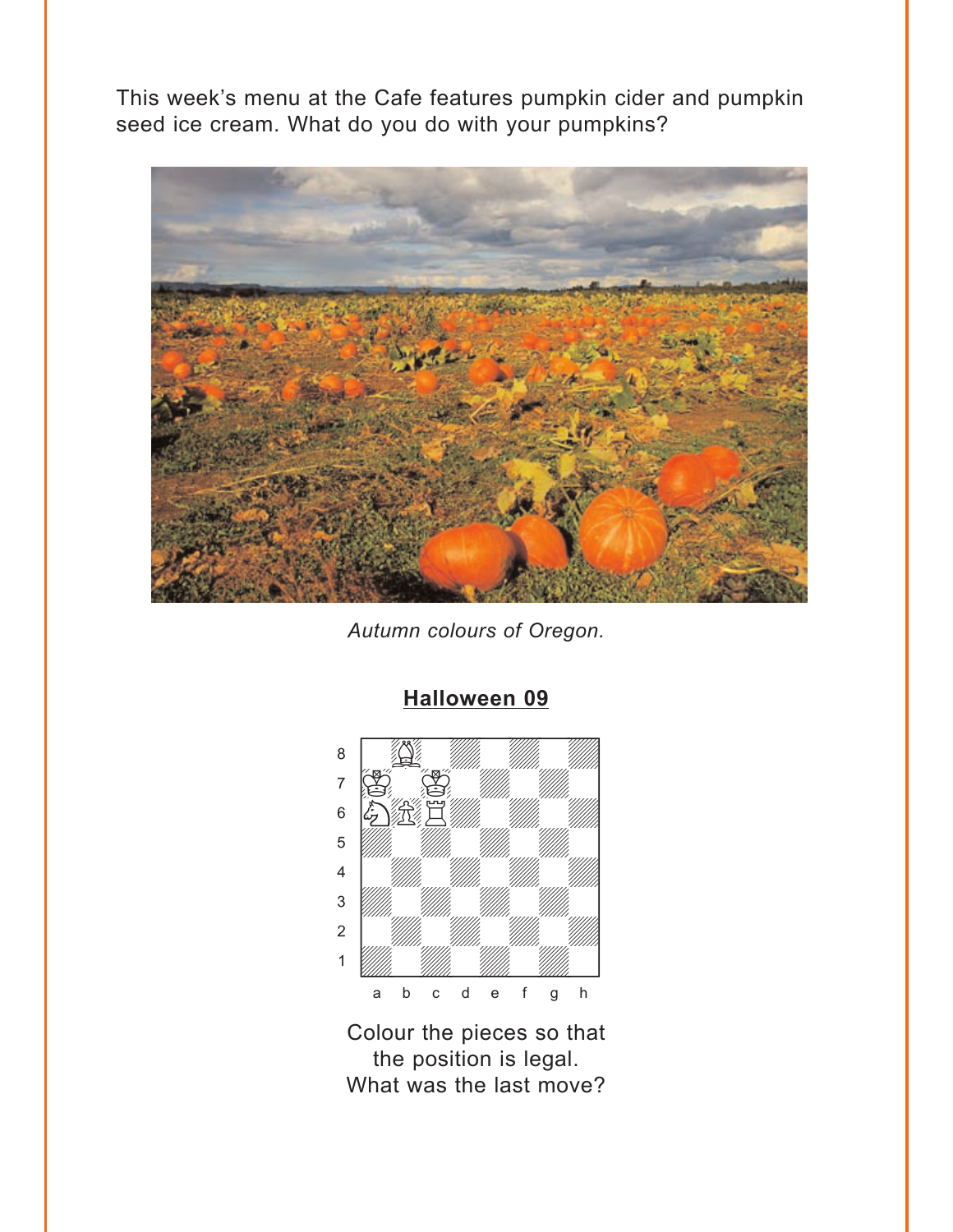This week's menu at the Cafe features pumpkin cider and pumpkin seed ice cream. What do you do with your pumpkins?

*Autumn colours of Oregon.*

**Halloween 09**

Colour the pieces so that the position is legal. What was the last move?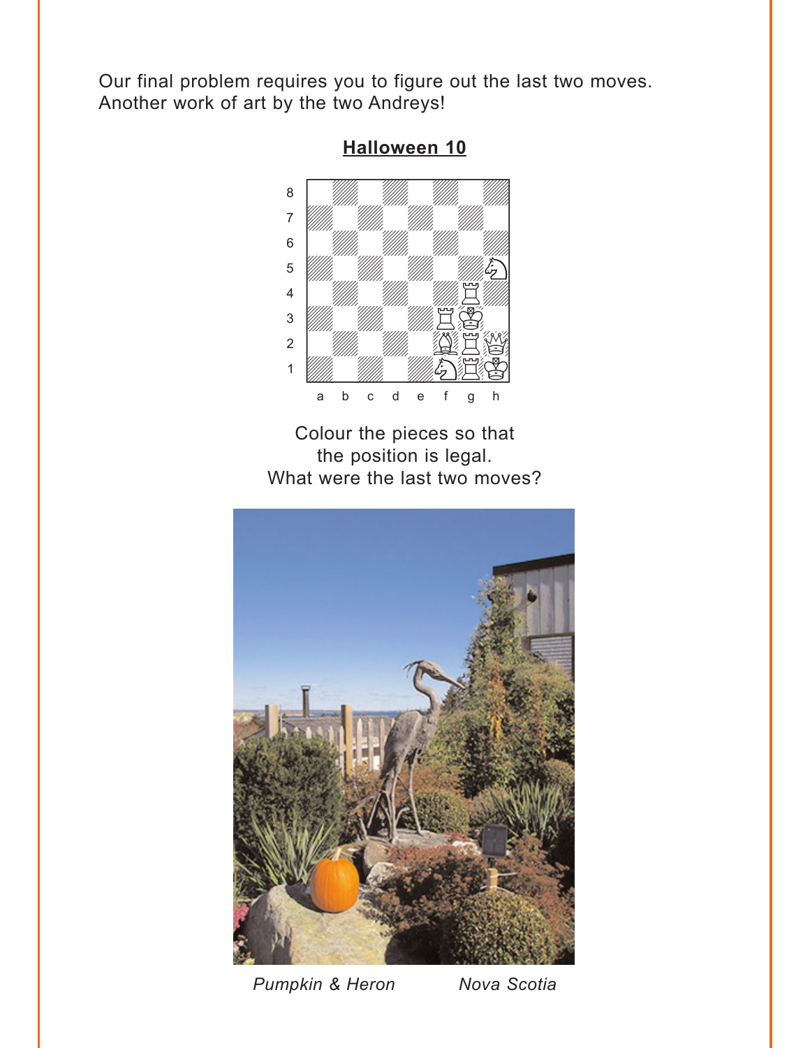Our final problem requires you to figure out the last two moves. Another work of art by the two Andreys!

**Halloween 10**

Colour the pieces so that the position is legal. What were the last two moves?

*Pumpkin & Heron* *Nova Scotia*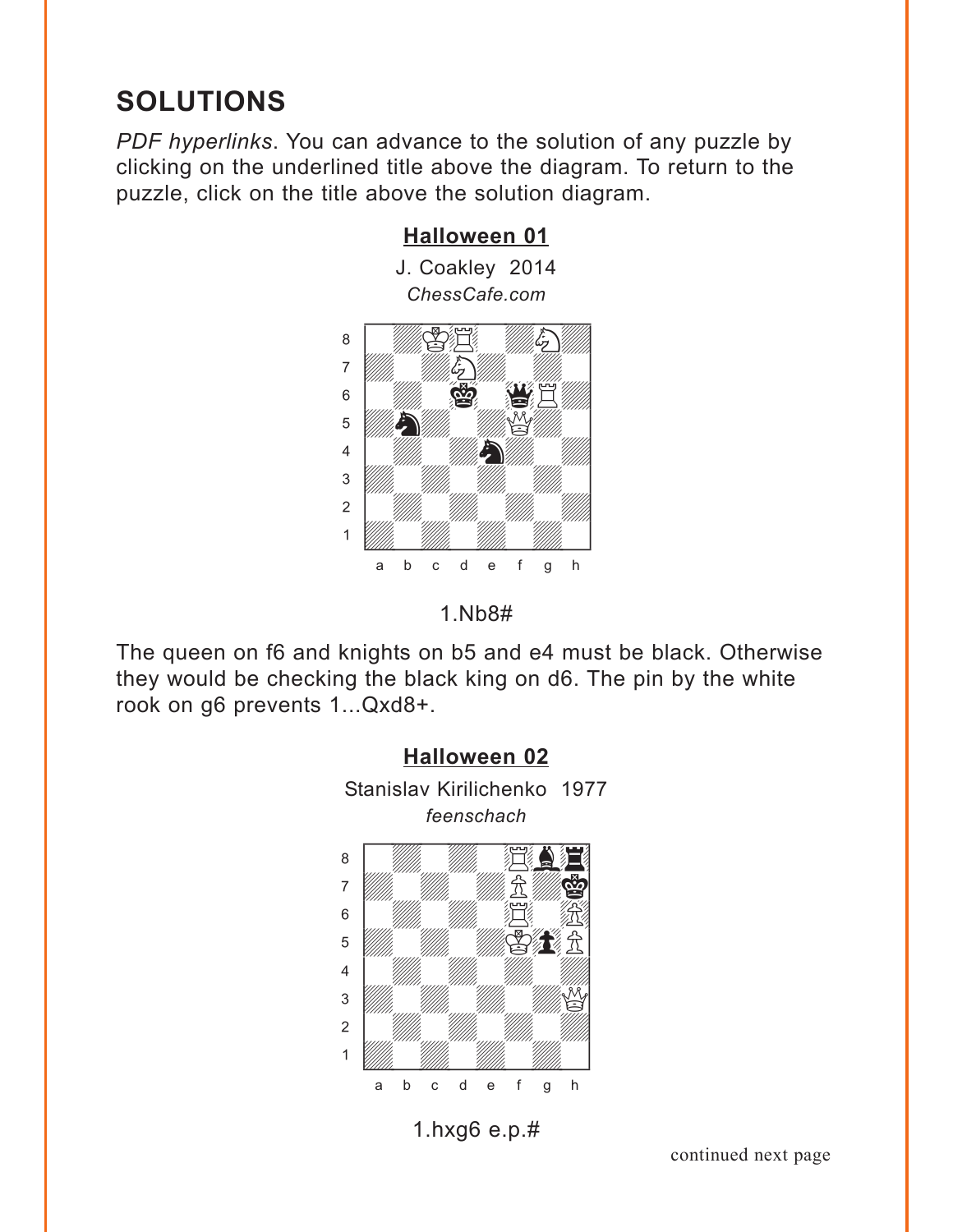# SOLUTIONS

*PDF hyperlinks*. You can advance to the solution of any puzzle by clicking on the underlined title above the diagram. To return to the puzzle, click on the title above the solution diagram.

### Halloween 01

J. Coakley 2014

*ChessCafe.com*

1.Nb8#

The queen on f6 and knights on b5 and e4 must be black. Otherwise they would be checking the black king on d6. The pin by the white rook on g6 prevents 1...Qxd8+.

### Halloween 02

Stanislav Kirilichenko 1977

*feenschach*

1.hxg6 e.p.#

continued next page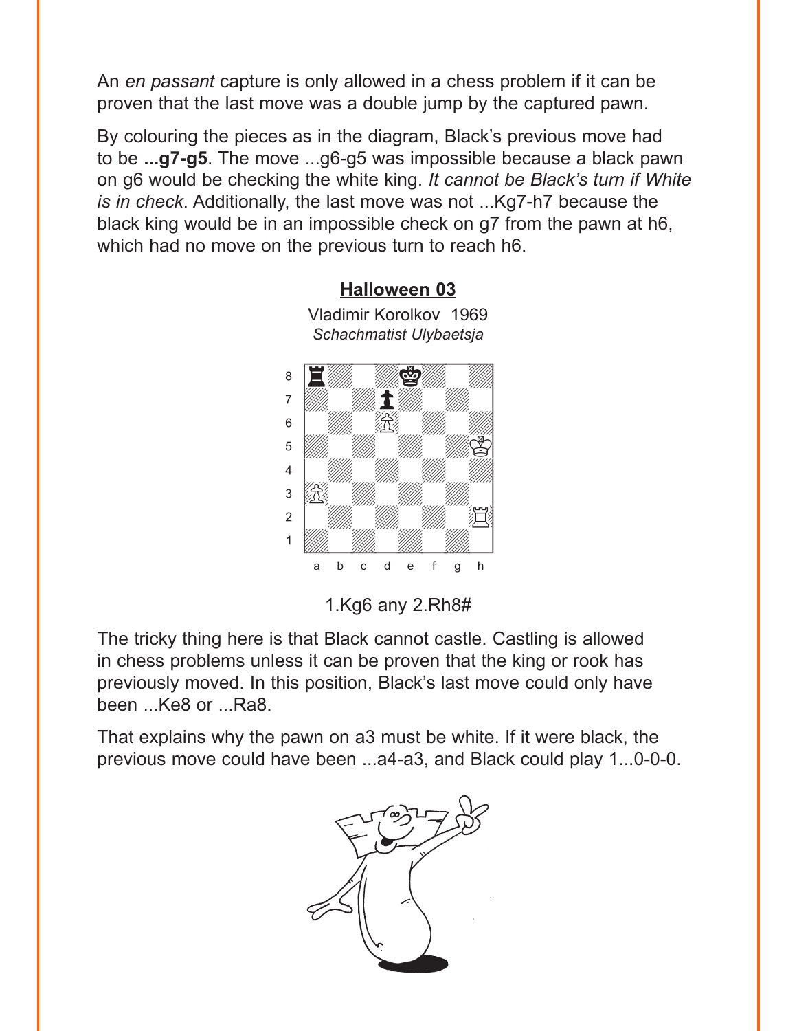An *en passant* capture is only allowed in a chess problem if it can be proven that the last move was a double jump by the captured pawn.

By colouring the pieces as in the diagram, Black's previous move had to be **...g7-g5**. The move ...g6-g5 was impossible because a black pawn on g6 would be checking the white king. *It cannot be Black's turn if White is in check*. Additionally, the last move was not ...Kg7-h7 because the black king would be in an impossible check on g7 from the pawn at h6, which had no move on the previous turn to reach h6.

## Halloween 03

Vladimir Korolkov 1969
*Schachmatist Ulybaetsja*

1.Kg6 any 2.Rh8#

The tricky thing here is that Black cannot castle. Castling is allowed in chess problems unless it can be proven that the king or rook has previously moved. In this position, Black's last move could only have been ...Ke8 or ...Ra8.

That explains why the pawn on a3 must be white. If it were black, the previous move could have been ...a4-a3, and Black could play 1...0-0-0.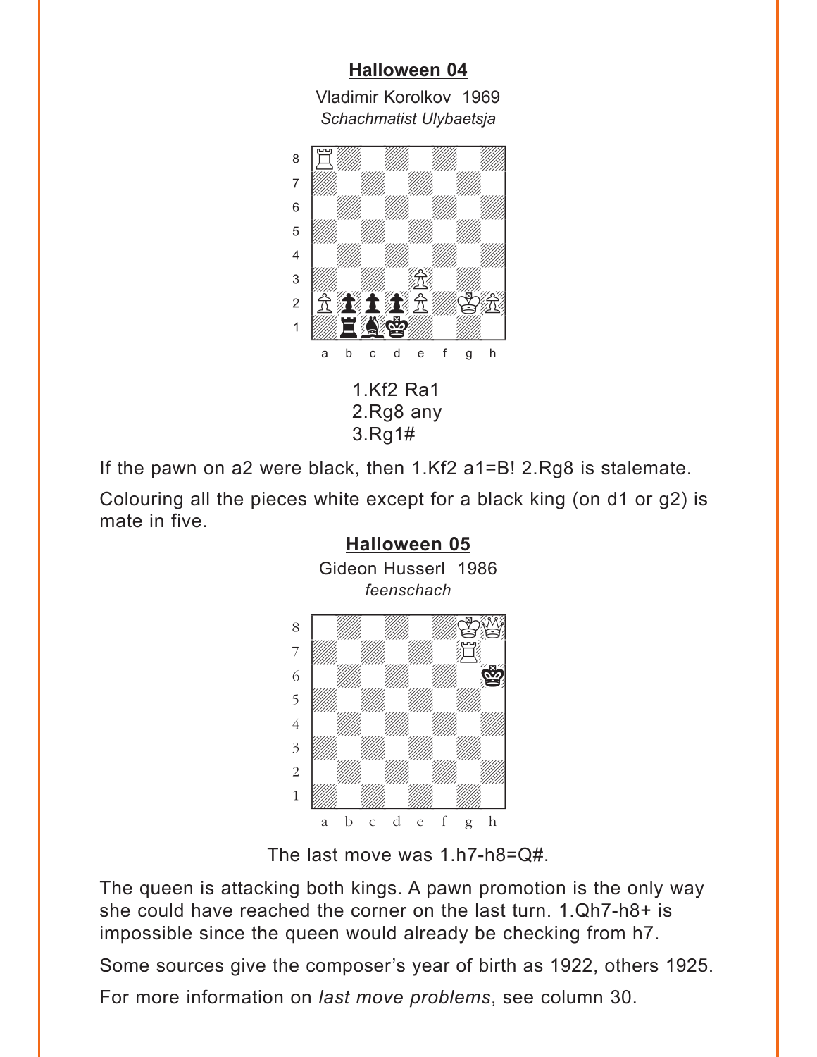## Halloween 04

Vladimir Korolkov 1969
*Schachmatist Ulybaetsja*

1.Kf2 Ra1
2.Rg8 any
3.Rg1#

If the pawn on a2 were black, then 1.Kf2 a1=B! 2.Rg8 is stalemate.

Colouring all the pieces white except for a black king (on d1 or g2) is mate in five.

## Halloween 05

Gideon Husserl 1986
*feenschach*

The last move was 1.h7-h8=Q#.

The queen is attacking both kings. A pawn promotion is the only way she could have reached the corner on the last turn. 1.Qh7-h8+ is impossible since the queen would already be checking from h7.

Some sources give the composer's year of birth as 1922, others 1925.

For more information on *last move problems*, see column 30.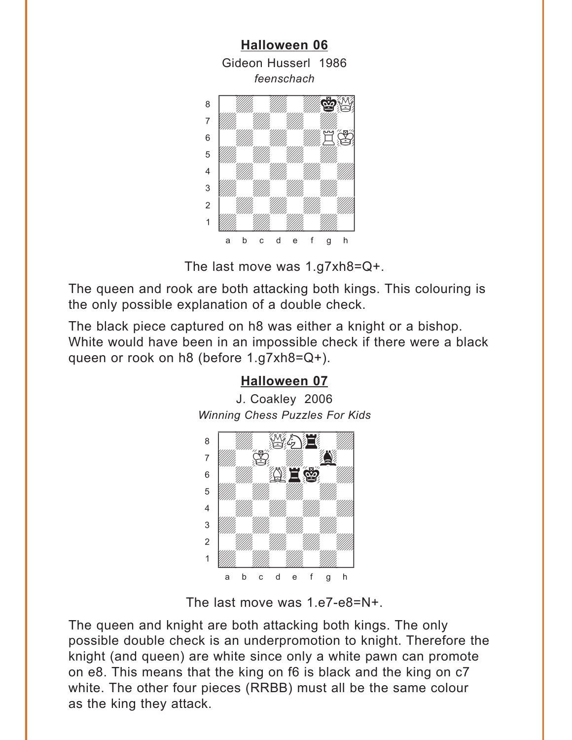## Halloween 06

Gideon Husserl 1986

*feenschach*

The last move was 1.g7xh8=Q+.

The queen and rook are both attacking both kings. This colouring is the only possible explanation of a double check.

The black piece captured on h8 was either a knight or a bishop. White would have been in an impossible check if there were a black queen or rook on h8 (before 1.g7xh8=Q+).

## Halloween 07

J. Coakley 2006

*Winning Chess Puzzles For Kids*

The last move was 1.e7-e8=N+.

The queen and knight are both attacking both kings. The only possible double check is an underpromotion to knight. Therefore the knight (and queen) are white since only a white pawn can promote on e8. This means that the king on f6 is black and the king on c7 white. The other four pieces (RRBB) must all be the same colour as the king they attack.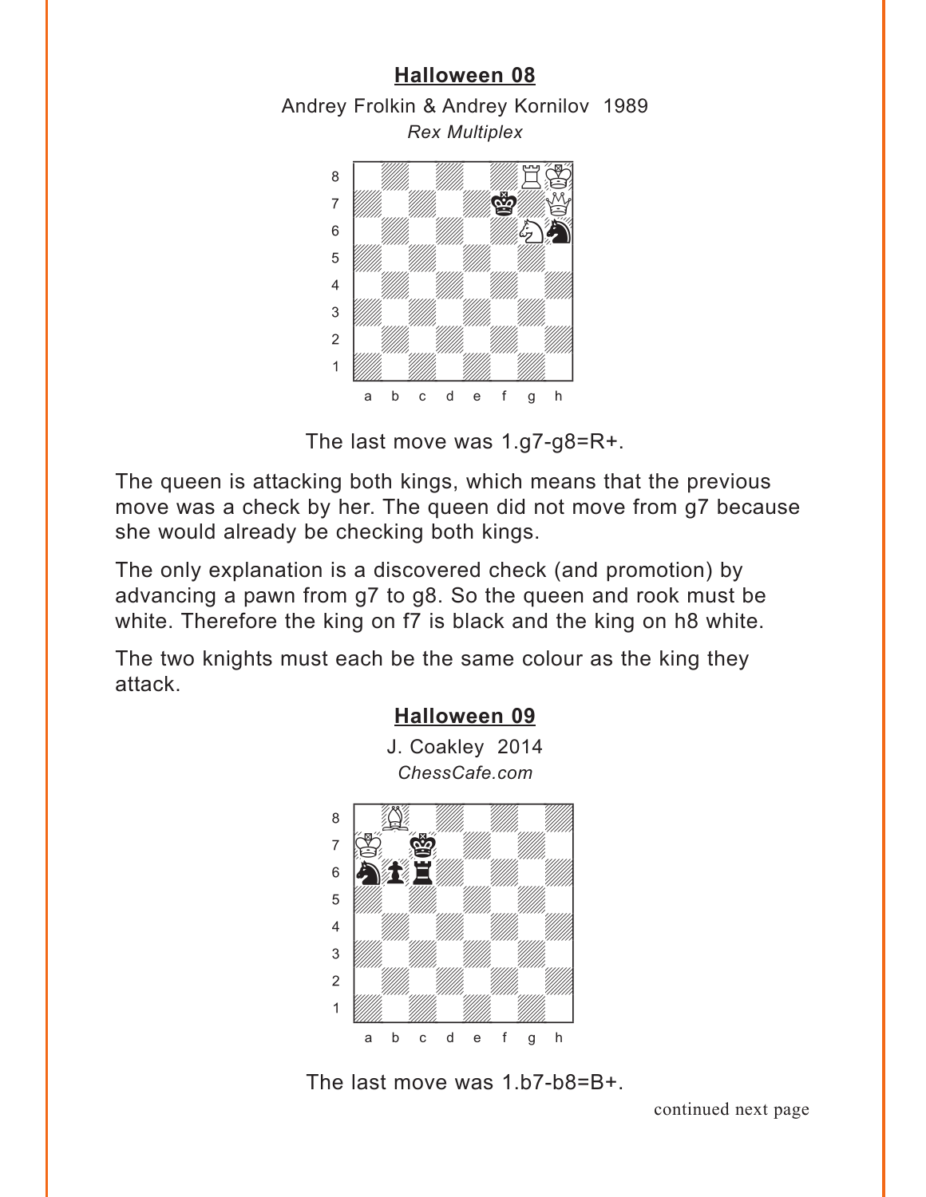## Halloween 08

Andrey Frolkin & Andrey Kornilov 1989

*Rex Multiplex*

The last move was 1.g7-g8=R+.

The queen is attacking both kings, which means that the previous move was a check by her. The queen did not move from g7 because she would already be checking both kings.

The only explanation is a discovered check (and promotion) by advancing a pawn from g7 to g8. So the queen and rook must be white. Therefore the king on f7 is black and the king on h8 white.

The two knights must each be the same colour as the king they attack.

## Halloween 09

J. Coakley 2014

*ChessCafe.com*

The last move was 1.b7-b8=B+.

continued next page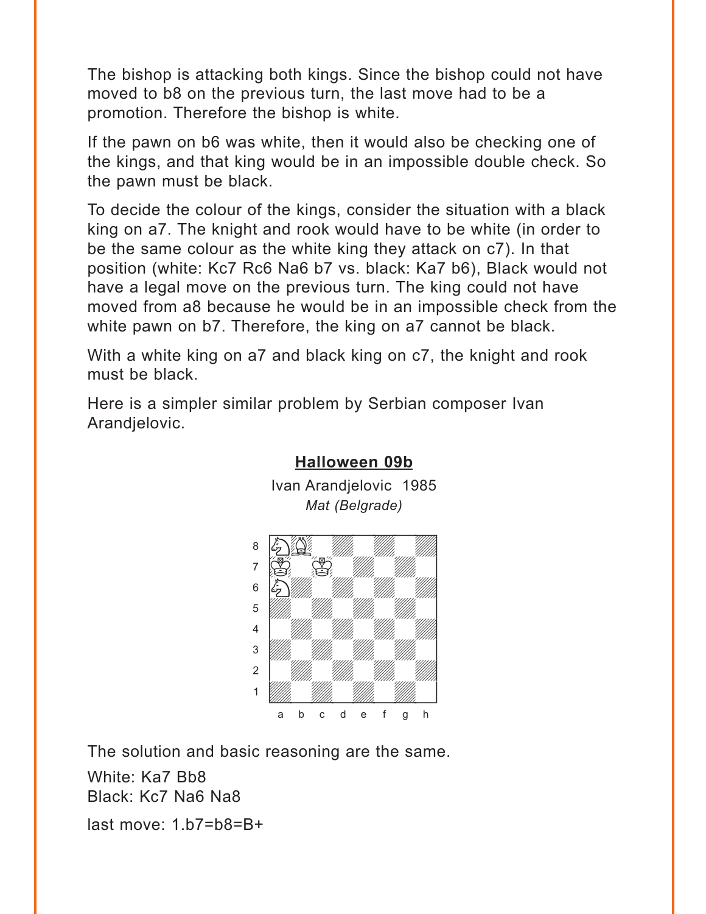The bishop is attacking both kings. Since the bishop could not have moved to b8 on the previous turn, the last move had to be a promotion. Therefore the bishop is white.

If the pawn on b6 was white, then it would also be checking one of the kings, and that king would be in an impossible double check. So the pawn must be black.

To decide the colour of the kings, consider the situation with a black king on a7. The knight and rook would have to be white (in order to be the same colour as the white king they attack on c7). In that position (white: Kc7 Rc6 Na6 b7 vs. black: Ka7 b6), Black would not have a legal move on the previous turn. The king could not have moved from a8 because he would be in an impossible check from the white pawn on b7. Therefore, the king on a7 cannot be black.

With a white king on a7 and black king on c7, the knight and rook must be black.

Here is a simpler similar problem by Serbian composer Ivan Arandjelovic.

**Halloween 09b**

Ivan Arandjelovic 1985

*Mat (Belgrade)*

The solution and basic reasoning are the same.

White: Ka7 Bb8
Black: Kc7 Na6 Na8

last move: 1.b7=b8=B+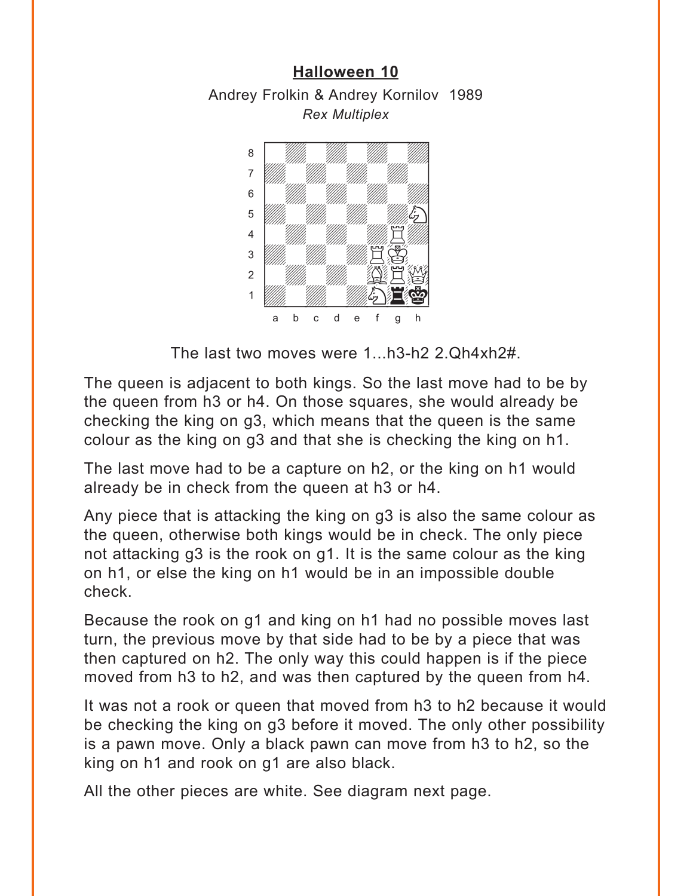## Halloween 10

Andrey Frolkin & Andrey Kornilov 1989

*Rex Multiplex*

The last two moves were 1...h3-h2 2.Qh4xh2#.

The queen is adjacent to both kings. So the last move had to be by the queen from h3 or h4. On those squares, she would already be checking the king on g3, which means that the queen is the same colour as the king on g3 and that she is checking the king on h1.

The last move had to be a capture on h2, or the king on h1 would already be in check from the queen at h3 or h4.

Any piece that is attacking the king on g3 is also the same colour as the queen, otherwise both kings would be in check. The only piece not attacking g3 is the rook on g1. It is the same colour as the king on h1, or else the king on h1 would be in an impossible double check.

Because the rook on g1 and king on h1 had no possible moves last turn, the previous move by that side had to be by a piece that was then captured on h2. The only way this could happen is if the piece moved from h3 to h2, and was then captured by the queen from h4.

It was not a rook or queen that moved from h3 to h2 because it would be checking the king on g3 before it moved. The only other possibility is a pawn move. Only a black pawn can move from h3 to h2, so the king on h1 and rook on g1 are also black.

All the other pieces are white. See diagram next page.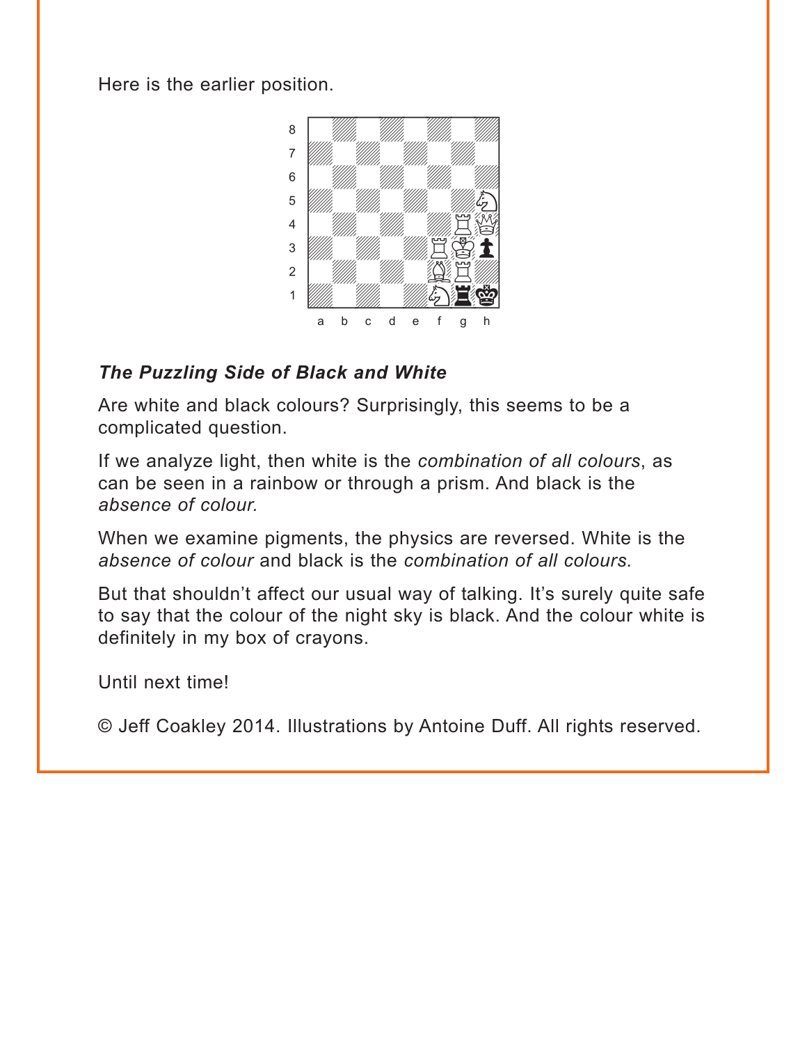Here is the earlier position.

### *The Puzzling Side of Black and White*

Are white and black colours? Surprisingly, this seems to be a complicated question.

If we analyze light, then white is the *combination of all colours*, as can be seen in a rainbow or through a prism. And black is the *absence of colour.*

When we examine pigments, the physics are reversed. White is the *absence of colour* and black is the *combination of all colours.*

But that shouldn't affect our usual way of talking. It's surely quite safe to say that the colour of the night sky is black. And the colour white is definitely in my box of crayons.

Until next time!

© Jeff Coakley 2014. Illustrations by Antoine Duff. All rights reserved.